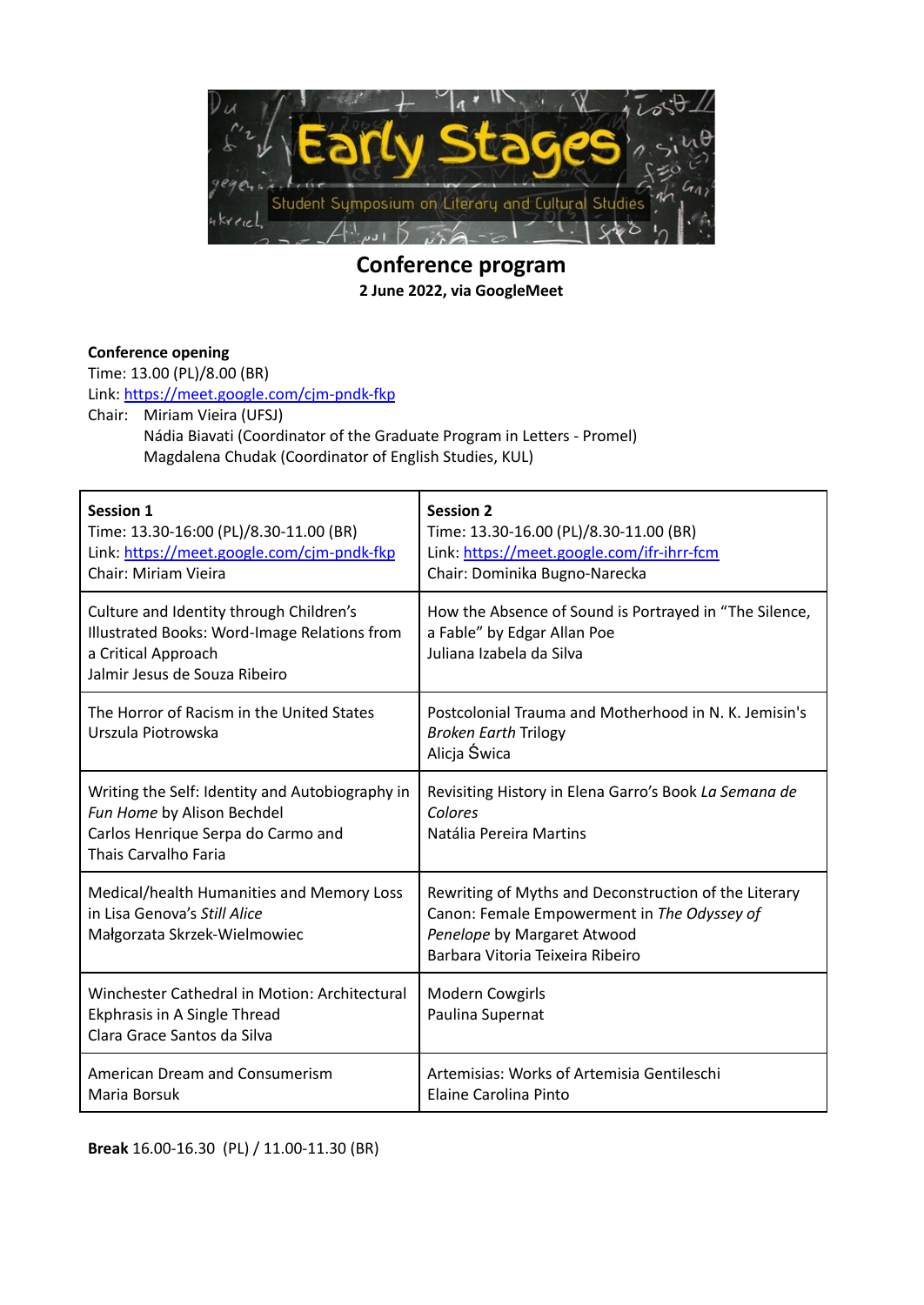# Early Stages

Student Symposium on Literary and Cultural Studies

## Conference program

**2 June 2022, via GoogleMeet**

**Conference opening**
Time: 13.00 (PL)/8.00 (BR)
Link: https://meet.google.com/cjm-pndk-fkp
Chair: Miriam Vieira (UFSJ)
Nádia Biavati (Coordinator of the Graduate Program in Letters - Promel)
Magdalena Chudak (Coordinator of English Studies, KUL)

| **Session 1**<br>Time: 13.30-16:00 (PL)/8.30-11.00 (BR)<br>Link: https://meet.google.com/cjm-pndk-fkp<br>Chair: Miriam Vieira | **Session 2**<br>Time: 13.30-16.00 (PL)/8.30-11.00 (BR)<br>Link: https://meet.google.com/ifr-ihrr-fcm<br>Chair: Dominika Bugno-Narecka |
|---|---|
| Culture and Identity through Children's Illustrated Books: Word-Image Relations from a Critical Approach<br>Jalmir Jesus de Souza Ribeiro | How the Absence of Sound is Portrayed in "The Silence, a Fable" by Edgar Allan Poe<br>Juliana Izabela da Silva |
| The Horror of Racism in the United States<br>Urszula Piotrowska | Postcolonial Trauma and Motherhood in N. K. Jemisin's *Broken Earth* Trilogy<br>Alicja Świca |
| Writing the Self: Identity and Autobiography in *Fun Home* by Alison Bechdel<br>Carlos Henrique Serpa do Carmo and Thais Carvalho Faria | Revisiting History in Elena Garro's Book *La Semana de Colores*<br>Natália Pereira Martins |
| Medical/health Humanities and Memory Loss in Lisa Genova's *Still Alice*<br>Małgorzata Skrzek-Wielmowiec | Rewriting of Myths and Deconstruction of the Literary Canon: Female Empowerment in *The Odyssey of Penelope* by Margaret Atwood<br>Barbara Vitoria Teixeira Ribeiro |
| Winchester Cathedral in Motion: Architectural Ekphrasis in A Single Thread<br>Clara Grace Santos da Silva | Modern Cowgirls<br>Paulina Supernat |
| American Dream and Consumerism<br>Maria Borsuk | Artemisias: Works of Artemisia Gentileschi<br>Elaine Carolina Pinto |

**Break** 16.00-16.30 (PL) / 11.00-11.30 (BR)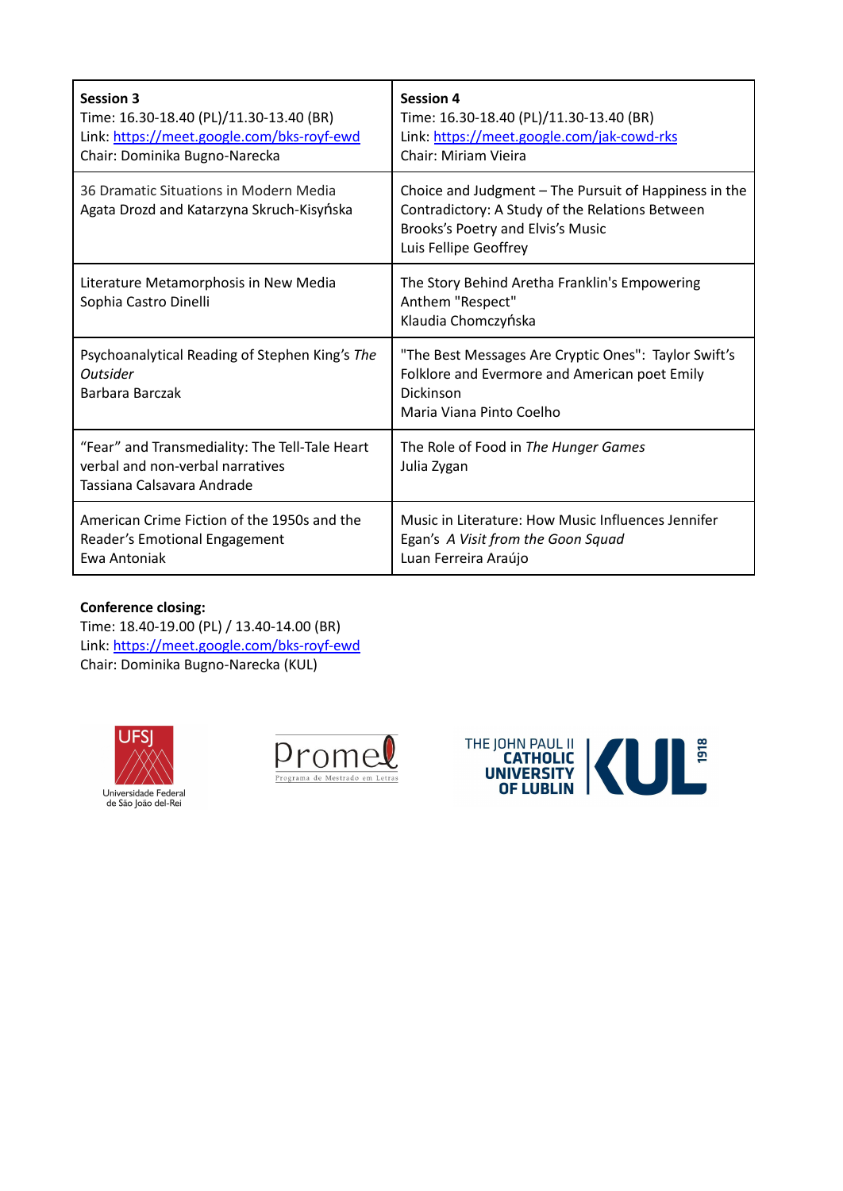| **Session 3**<br>Time: 16.30-18.40 (PL)/11.30-13.40 (BR)<br>Link: https://meet.google.com/bks-royf-ewd<br>Chair: Dominika Bugno-Narecka | **Session 4**<br>Time: 16.30-18.40 (PL)/11.30-13.40 (BR)<br>Link: https://meet.google.com/jak-cowd-rks<br>Chair: Miriam Vieira |
|---|---|
| 36 Dramatic Situations in Modern Media<br>Agata Drozd and Katarzyna Skruch-Kisyńska | Choice and Judgment – The Pursuit of Happiness in the Contradictory: A Study of the Relations Between Brooks's Poetry and Elvis's Music<br>Luis Fellipe Geoffrey |
| Literature Metamorphosis in New Media<br>Sophia Castro Dinelli | The Story Behind Aretha Franklin's Empowering Anthem "Respect"<br>Klaudia Chomczyńska |
| Psychoanalytical Reading of Stephen King's *The Outsider*<br>Barbara Barczak | "The Best Messages Are Cryptic Ones": Taylor Swift's Folklore and Evermore and American poet Emily Dickinson<br>Maria Viana Pinto Coelho |
| "Fear" and Transmediality: The Tell-Tale Heart verbal and non-verbal narratives<br>Tassiana Calsavara Andrade | The Role of Food in *The Hunger Games*<br>Julia Zygan |
| American Crime Fiction of the 1950s and the Reader's Emotional Engagement<br>Ewa Antoniak | Music in Literature: How Music Influences Jennifer Egan's *A Visit from the Goon Squad*<br>Luan Ferreira Araújo |

**Conference closing:**
Time: 18.40-19.00 (PL) / 13.40-14.00 (BR)
Link: https://meet.google.com/bks-royf-ewd
Chair: Dominika Bugno-Narecka (KUL)

UFSJ Universidade Federal de São João del-Rei

Promel Programa de Mestrado em Letras

THE JOHN PAUL II CATHOLIC UNIVERSITY OF LUBLIN KUL 1918